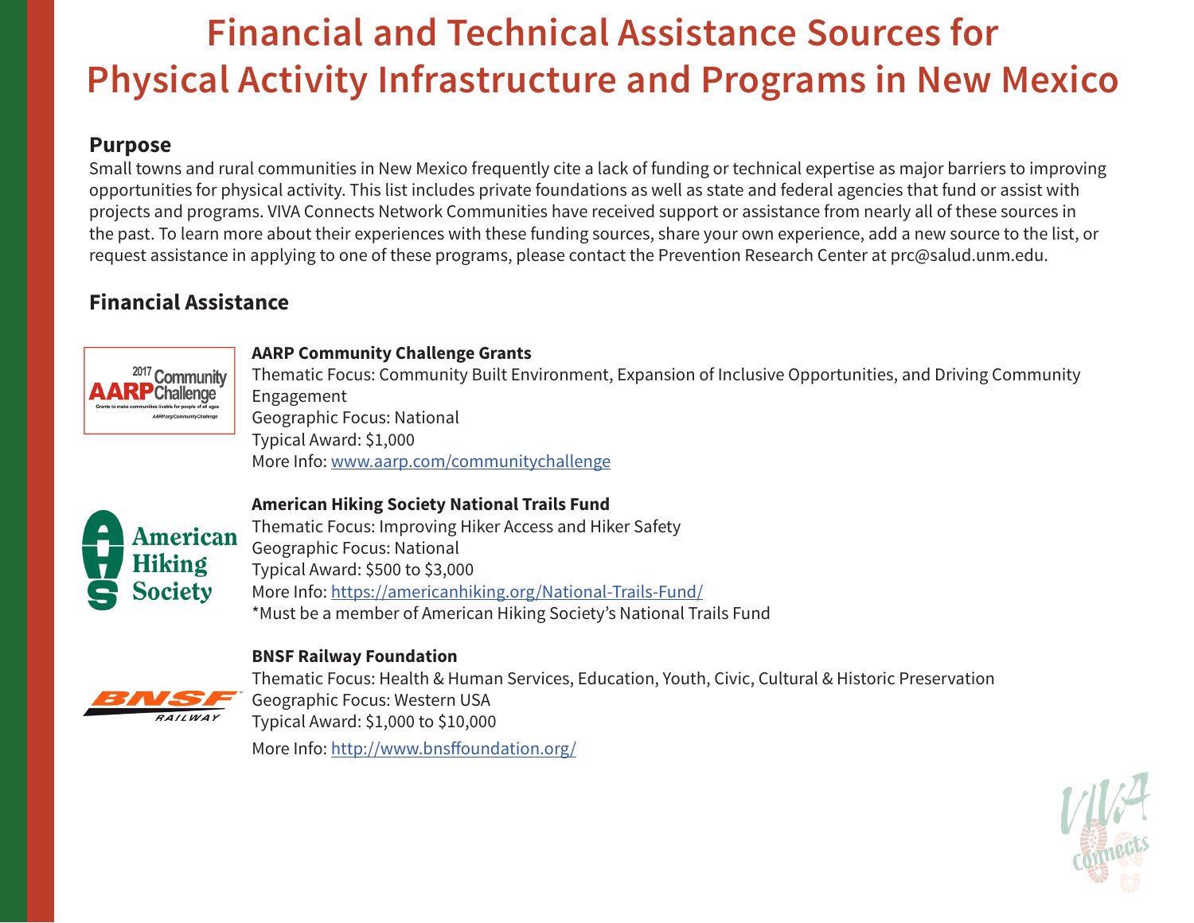# Financial and Technical Assistance Sources for Physical Activity Infrastructure and Programs in New Mexico

## Purpose

Small towns and rural communities in New Mexico frequently cite a lack of funding or technical expertise as major barriers to improving opportunities for physical activity. This list includes private foundations as well as state and federal agencies that fund or assist with projects and programs. VIVA Connects Network Communities have received support or assistance from nearly all of these sources in the past. To learn more about their experiences with these funding sources, share your own experience, add a new source to the list, or request assistance in applying to one of these programs, please contact the Prevention Research Center at prc@salud.unm.edu.

## Financial Assistance

**AARP Community Challenge Grants**
Thematic Focus: Community Built Environment, Expansion of Inclusive Opportunities, and Driving Community Engagement
Geographic Focus: National
Typical Award: $1,000
More Info: www.aarp.com/communitychallenge

**American Hiking Society National Trails Fund**
Thematic Focus: Improving Hiker Access and Hiker Safety
Geographic Focus: National
Typical Award: $500 to $3,000
More Info: https://americanhiking.org/National-Trails-Fund/
*Must be a member of American Hiking Society's National Trails Fund

**BNSF Railway Foundation**
Thematic Focus: Health & Human Services, Education, Youth, Civic, Cultural & Historic Preservation
Geographic Focus: Western USA
Typical Award: $1,000 to $10,000
More Info: http://www.bnsffoundation.org/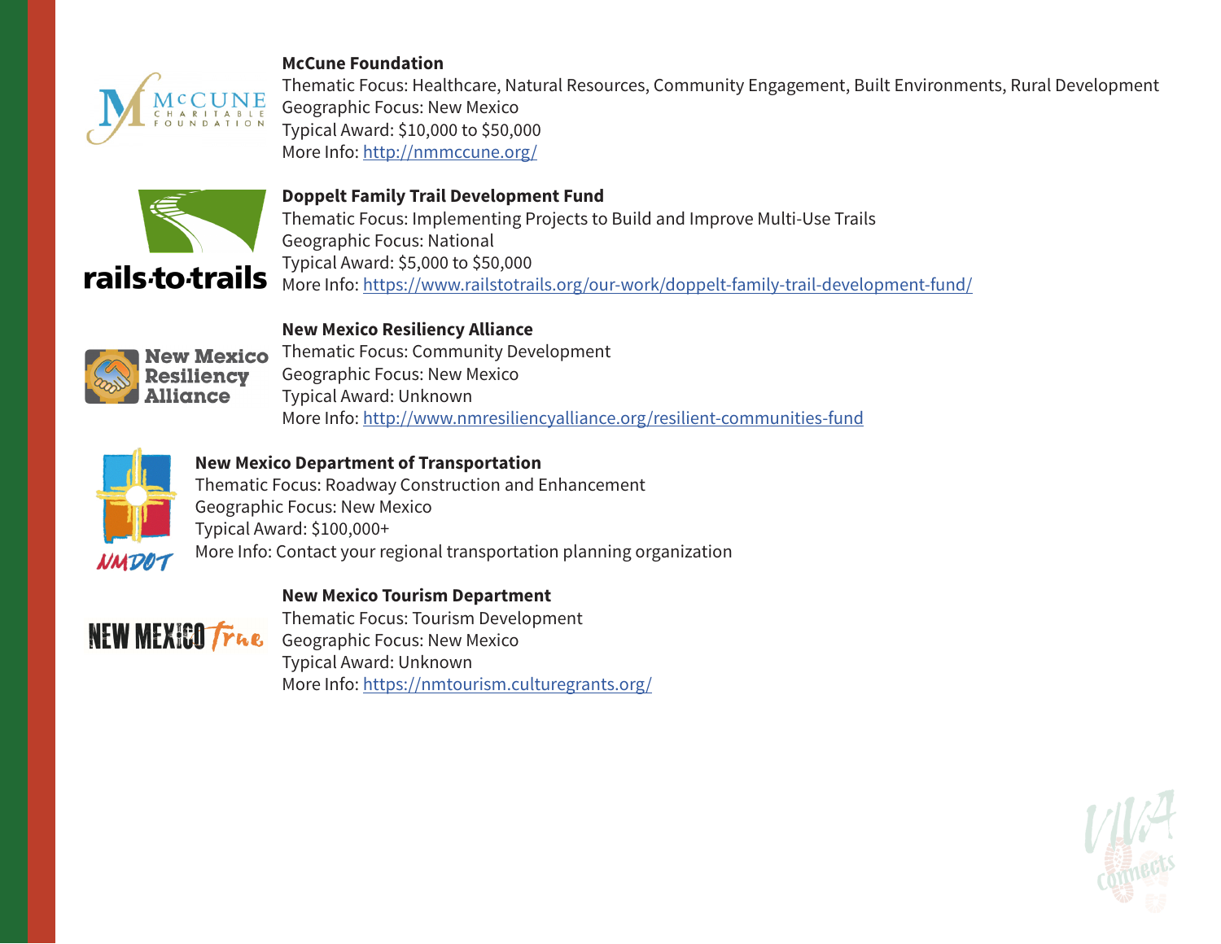**McCune Foundation**
Thematic Focus: Healthcare, Natural Resources, Community Engagement, Built Environments, Rural Development
Geographic Focus: New Mexico
Typical Award: $10,000 to $50,000
More Info: http://nmmccune.org/

**Doppelt Family Trail Development Fund**
Thematic Focus: Implementing Projects to Build and Improve Multi-Use Trails
Geographic Focus: National
Typical Award: $5,000 to $50,000
More Info: https://www.railstotrails.org/our-work/doppelt-family-trail-development-fund/

**New Mexico Resiliency Alliance**
Thematic Focus: Community Development
Geographic Focus: New Mexico
Typical Award: Unknown
More Info: http://www.nmresiliencyalliance.org/resilient-communities-fund

**New Mexico Department of Transportation**
Thematic Focus: Roadway Construction and Enhancement
Geographic Focus: New Mexico
Typical Award: $100,000+
More Info: Contact your regional transportation planning organization

**New Mexico Tourism Department**
Thematic Focus: Tourism Development
Geographic Focus: New Mexico
Typical Award: Unknown
More Info: https://nmtourism.culturegrants.org/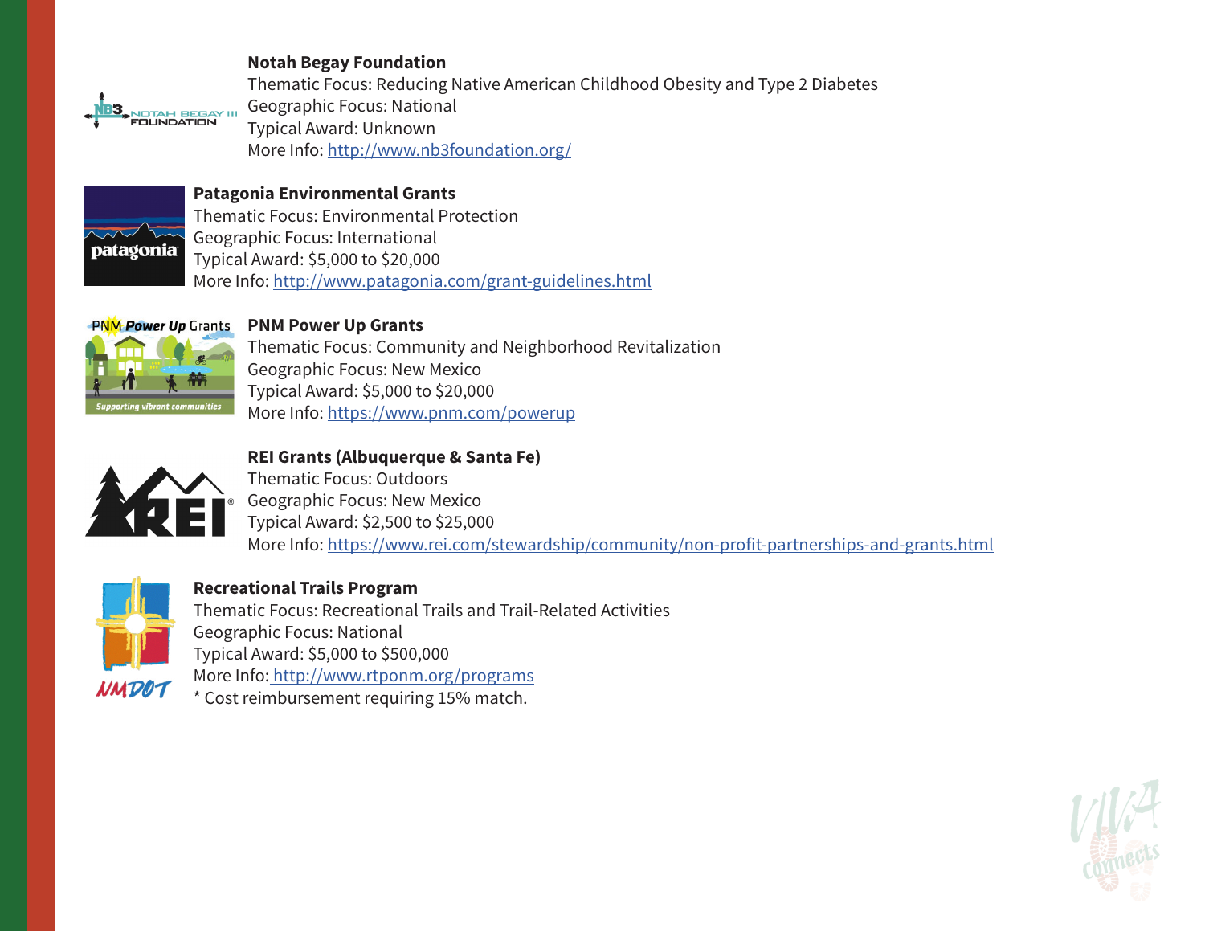**Notah Begay Foundation**
Thematic Focus: Reducing Native American Childhood Obesity and Type 2 Diabetes
Geographic Focus: National
Typical Award: Unknown
More Info: http://www.nb3foundation.org/

**Patagonia Environmental Grants**
Thematic Focus: Environmental Protection
Geographic Focus: International
Typical Award: $5,000 to $20,000
More Info: http://www.patagonia.com/grant-guidelines.html

**PNM Power Up Grants**
Thematic Focus: Community and Neighborhood Revitalization
Geographic Focus: New Mexico
Typical Award: $5,000 to $20,000
More Info: https://www.pnm.com/powerup

**REI Grants (Albuquerque & Santa Fe)**
Thematic Focus: Outdoors
Geographic Focus: New Mexico
Typical Award: $2,500 to $25,000
More Info: https://www.rei.com/stewardship/community/non-profit-partnerships-and-grants.html

**Recreational Trails Program**
Thematic Focus: Recreational Trails and Trail-Related Activities
Geographic Focus: National
Typical Award: $5,000 to $500,000
More Info: http://www.rtponm.org/programs
* Cost reimbursement requiring 15% match.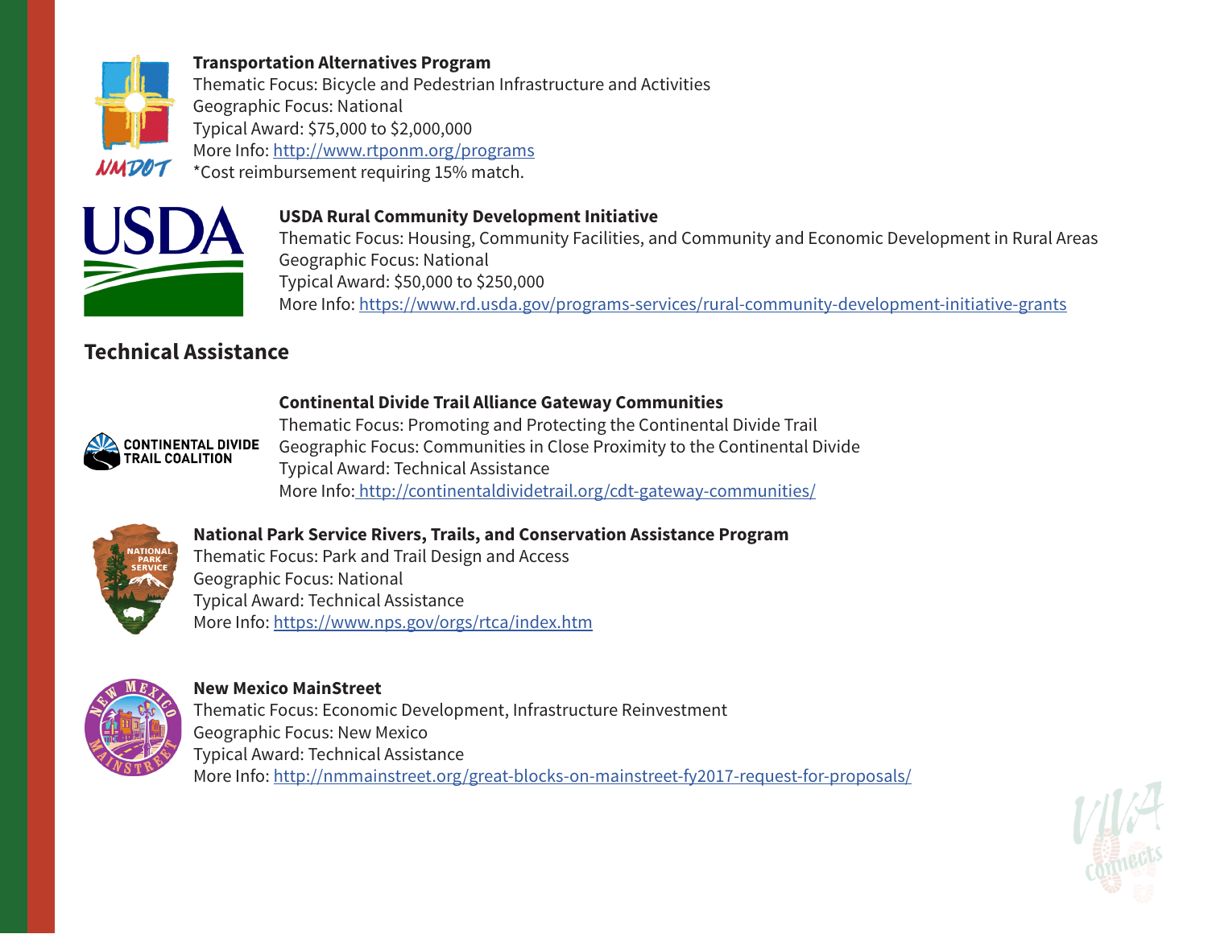**Transportation Alternatives Program**
Thematic Focus: Bicycle and Pedestrian Infrastructure and Activities
Geographic Focus: National
Typical Award: $75,000 to $2,000,000
More Info: http://www.rtponm.org/programs
*Cost reimbursement requiring 15% match.

**USDA Rural Community Development Initiative**
Thematic Focus: Housing, Community Facilities, and Community and Economic Development in Rural Areas
Geographic Focus: National
Typical Award: $50,000 to $250,000
More Info: https://www.rd.usda.gov/programs-services/rural-community-development-initiative-grants

## Technical Assistance

**Continental Divide Trail Alliance Gateway Communities**
Thematic Focus: Promoting and Protecting the Continental Divide Trail
Geographic Focus: Communities in Close Proximity to the Continental Divide
Typical Award: Technical Assistance
More Info: http://continentaldividetrail.org/cdt-gateway-communities/

**National Park Service Rivers, Trails, and Conservation Assistance Program**
Thematic Focus: Park and Trail Design and Access
Geographic Focus: National
Typical Award: Technical Assistance
More Info: https://www.nps.gov/orgs/rtca/index.htm

**New Mexico MainStreet**
Thematic Focus: Economic Development, Infrastructure Reinvestment
Geographic Focus: New Mexico
Typical Award: Technical Assistance
More Info: http://nmmainstreet.org/great-blocks-on-mainstreet-fy2017-request-for-proposals/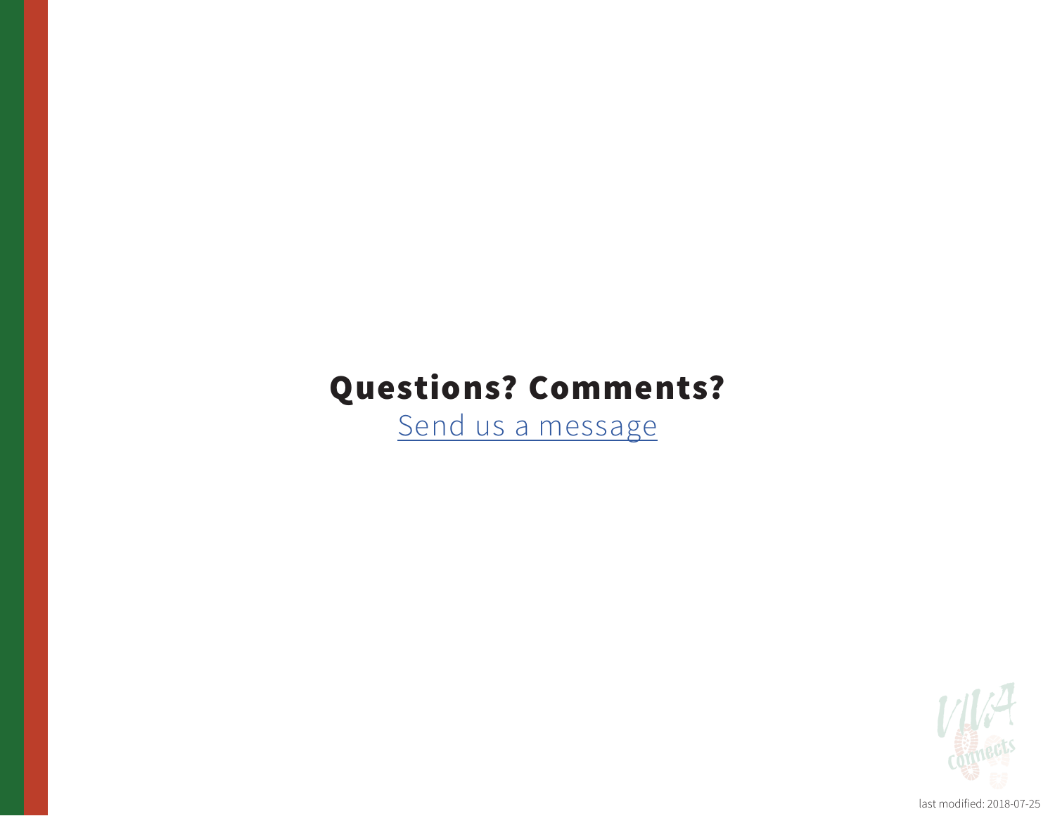**Questions? Comments?**

Send us a message

last modified: 2018-07-25